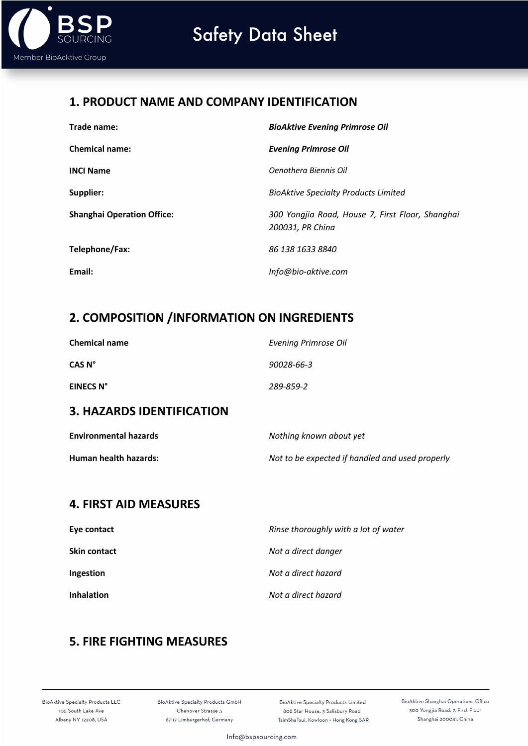# Safety Data Sheet

## 1. PRODUCT NAME AND COMPANY IDENTIFICATION

| | |
|---|---|
| **Trade name:** | ***BioAktive Evening Primrose Oil*** |
| **Chemical name:** | ***Evening Primrose Oil*** |
| **INCI Name** | *Oenothera Biennis Oil* |
| **Supplier:** | *BioAktive Specialty Products Limited* |
| **Shanghai Operation Office:** | *300 Yongjia Road, House 7, First Floor, Shanghai 200031, PR China* |
| **Telephone/Fax:** | *86 138 1633 8840* |
| **Email:** | *Info@bio-aktive.com* |

## 2. COMPOSITION /INFORMATION ON INGREDIENTS

| | |
|---|---|
| **Chemical name** | *Evening Primrose Oil* |
| **CAS N°** | *90028-66-3* |
| **EINECS N°** | *289-859-2* |

## 3. HAZARDS IDENTIFICATION

| | |
|---|---|
| **Environmental hazards** | *Nothing known about yet* |
| **Human health hazards:** | *Not to be expected if handled and used properly* |

## 4. FIRST AID MEASURES

| | |
|---|---|
| **Eye contact** | *Rinse thoroughly with a lot of water* |
| **Skin contact** | *Not a direct danger* |
| **Ingestion** | *Not a direct hazard* |
| **Inhalation** | *Not a direct hazard* |

## 5. FIRE FIGHTING MEASURES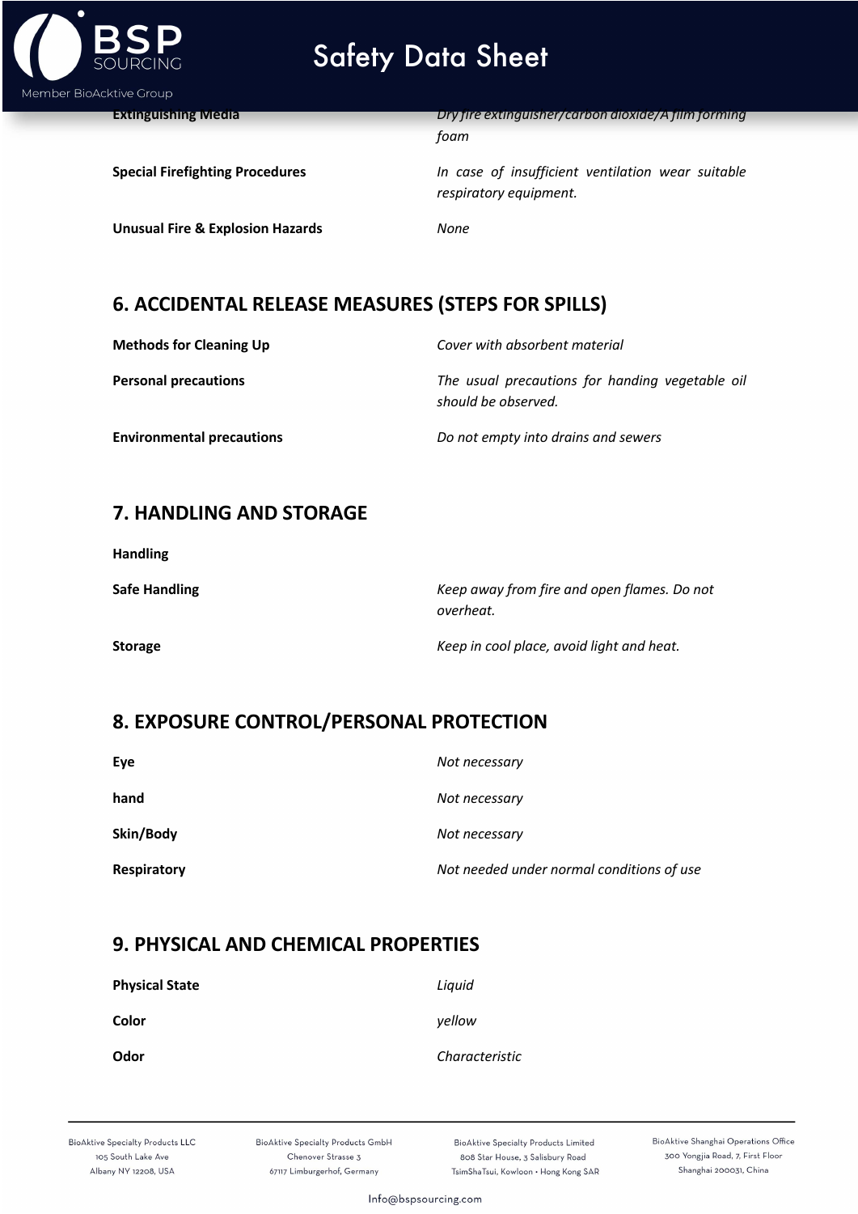| | |
|---|---|
| **Extinguishing Media** | *Dry fire extinguisher/carbon dioxide/A film forming foam* |
| **Special Firefighting Procedures** | *In case of insufficient ventilation wear suitable respiratory equipment.* |
| **Unusual Fire & Explosion Hazards** | *None* |

## 6. ACCIDENTAL RELEASE MEASURES (STEPS FOR SPILLS)

| | |
|---|---|
| **Methods for Cleaning Up** | *Cover with absorbent material* |
| **Personal precautions** | *The usual precautions for handing vegetable oil should be observed.* |
| **Environmental precautions** | *Do not empty into drains and sewers* |

## 7. HANDLING AND STORAGE

**Handling**

| | |
|---|---|
| **Safe Handling** | *Keep away from fire and open flames. Do not overheat.* |
| **Storage** | *Keep in cool place, avoid light and heat.* |

## 8. EXPOSURE CONTROL/PERSONAL PROTECTION

| | |
|---|---|
| **Eye** | *Not necessary* |
| **hand** | *Not necessary* |
| **Skin/Body** | *Not necessary* |
| **Respiratory** | *Not needed under normal conditions of use* |

## 9. PHYSICAL AND CHEMICAL PROPERTIES

| | |
|---|---|
| **Physical State** | *Liquid* |
| **Color** | *yellow* |
| **Odor** | *Characteristic* |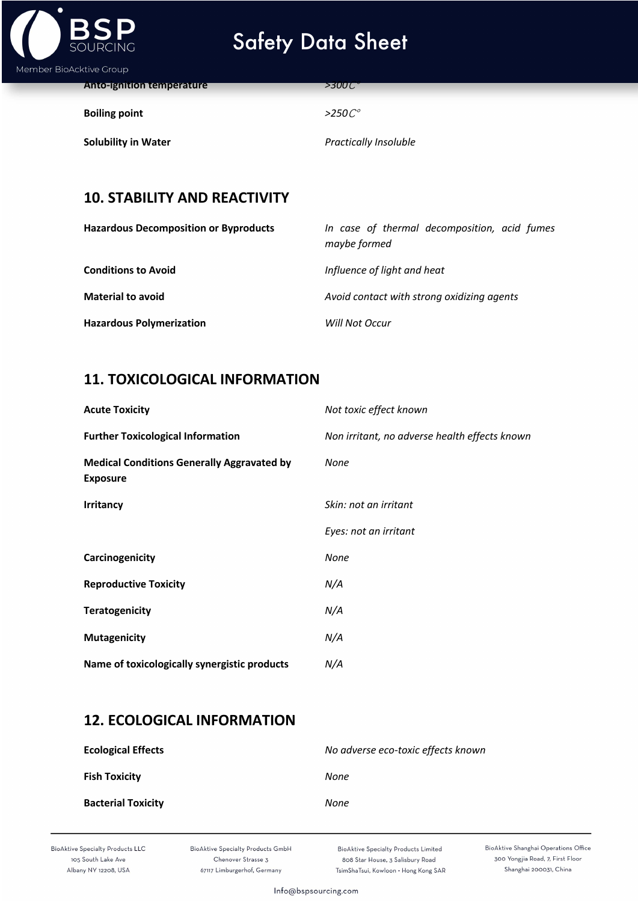| | |
|---|---|
| **Anto-ignition temperature** | *>300℃°* |
| **Boiling point** | *>250℃°* |
| **Solubility in Water** | *Practically Insoluble* |

## 10. STABILITY AND REACTIVITY

| | |
|---|---|
| **Hazardous Decomposition or Byproducts** | *In case of thermal decomposition, acid fumes maybe formed* |
| **Conditions to Avoid** | *Influence of light and heat* |
| **Material to avoid** | *Avoid contact with strong oxidizing agents* |
| **Hazardous Polymerization** | *Will Not Occur* |

## 11. TOXICOLOGICAL INFORMATION

| | |
|---|---|
| **Acute Toxicity** | *Not toxic effect known* |
| **Further Toxicological Information** | *Non irritant, no adverse health effects known* |
| **Medical Conditions Generally Aggravated by Exposure** | *None* |
| **Irritancy** | *Skin: not an irritant* |
| | *Eyes: not an irritant* |
| **Carcinogenicity** | *None* |
| **Reproductive Toxicity** | *N/A* |
| **Teratogenicity** | *N/A* |
| **Mutagenicity** | *N/A* |
| **Name of toxicologically synergistic products** | *N/A* |

## 12. ECOLOGICAL INFORMATION

| | |
|---|---|
| **Ecological Effects** | *No adverse eco-toxic effects known* |
| **Fish Toxicity** | *None* |
| **Bacterial Toxicity** | *None* |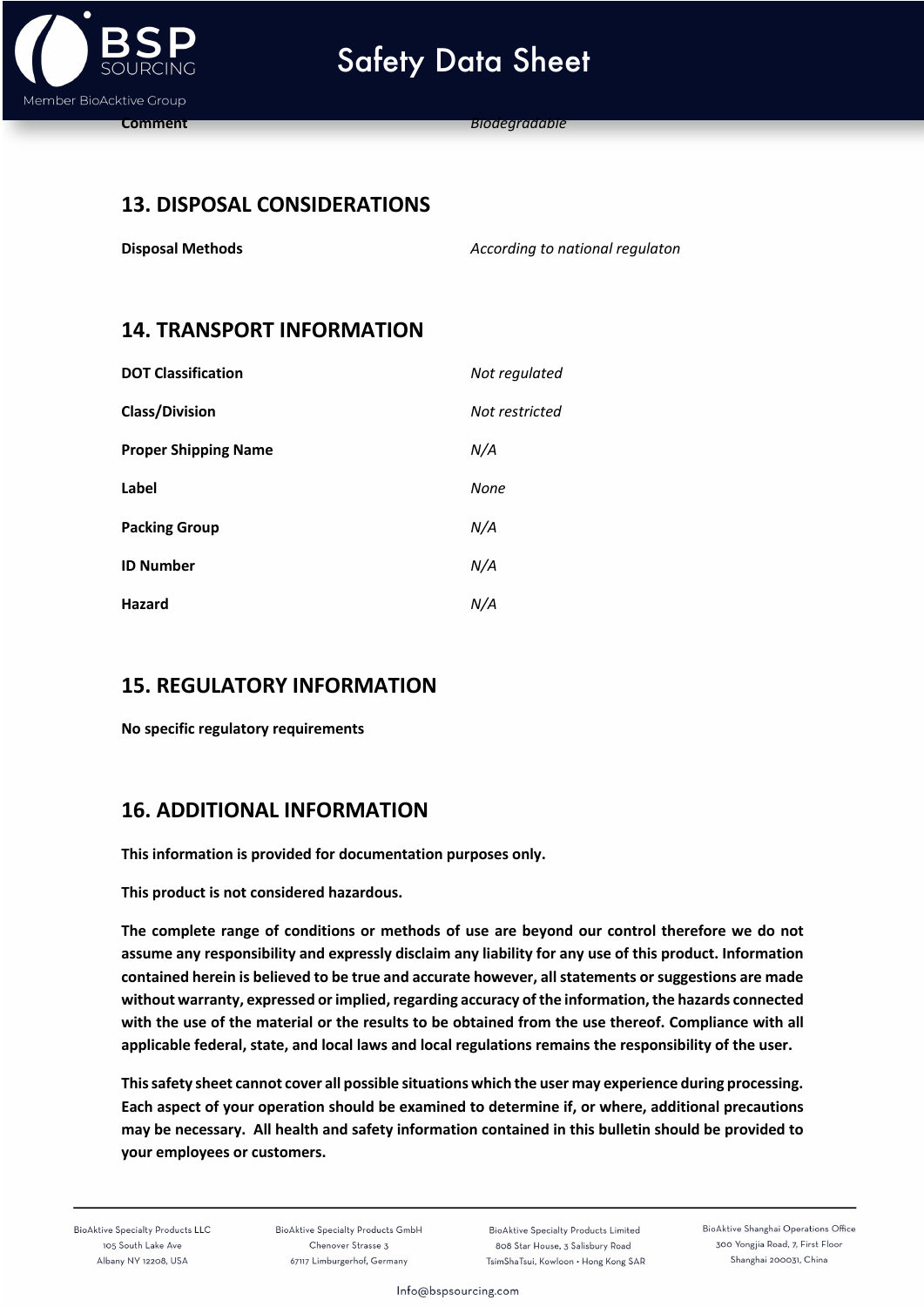| | |
|---|---|
| **Comment** | *Biodegradable* |

## 13. DISPOSAL CONSIDERATIONS

| | |
|---|---|
| **Disposal Methods** | *According to national regulaton* |

## 14. TRANSPORT INFORMATION

| | |
|---|---|
| **DOT Classification** | *Not regulated* |
| **Class/Division** | *Not restricted* |
| **Proper Shipping Name** | *N/A* |
| **Label** | *None* |
| **Packing Group** | *N/A* |
| **ID Number** | *N/A* |
| **Hazard** | *N/A* |

## 15. REGULATORY INFORMATION

**No specific regulatory requirements**

## 16. ADDITIONAL INFORMATION

**This information is provided for documentation purposes only.**

**This product is not considered hazardous.**

**The complete range of conditions or methods of use are beyond our control therefore we do not assume any responsibility and expressly disclaim any liability for any use of this product. Information contained herein is believed to be true and accurate however, all statements or suggestions are made without warranty, expressed or implied, regarding accuracy of the information, the hazards connected with the use of the material or the results to be obtained from the use thereof. Compliance with all applicable federal, state, and local laws and local regulations remains the responsibility of the user.**

**This safety sheet cannot cover all possible situations which the user may experience during processing. Each aspect of your operation should be examined to determine if, or where, additional precautions may be necessary. All health and safety information contained in this bulletin should be provided to your employees or customers.**